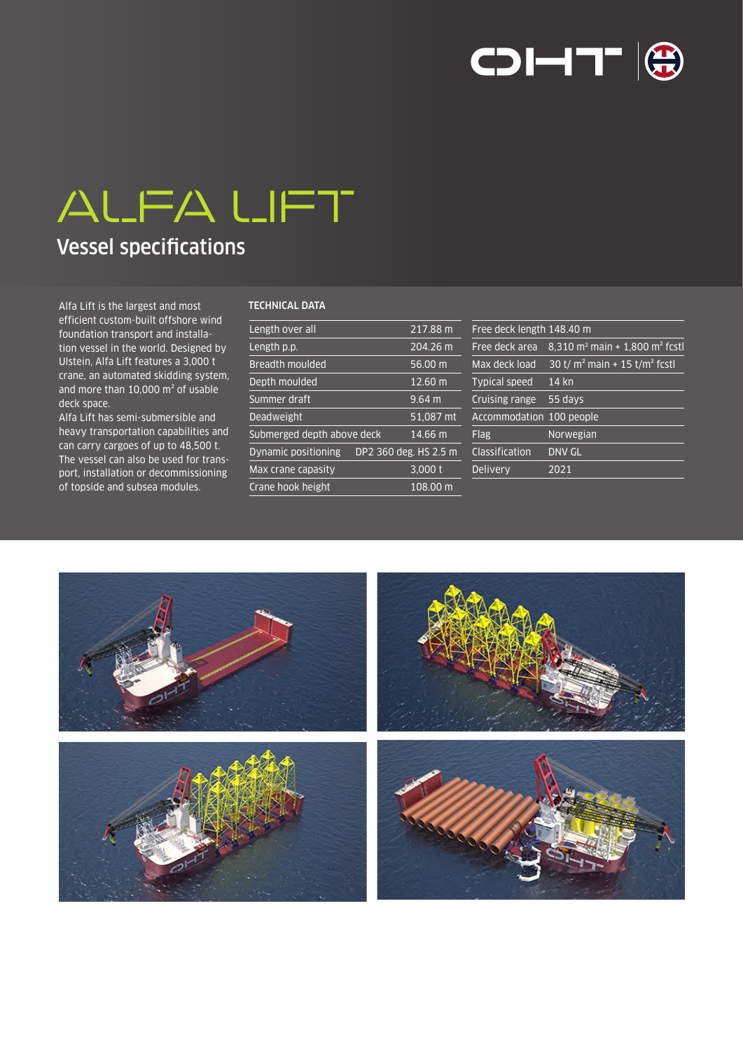# ALFA LIFT

## Vessel specifications

Alfa Lift is the largest and most efficient custom-built offshore wind foundation transport and installation vessel in the world. Designed by Ulstein, Alfa Lift features a 3,000 t crane, an automated skidding system, and more than 10,000 m² of usable deck space.

Alfa Lift has semi-submersible and heavy transportation capabilities and can carry cargoes of up to 48,500 t. The vessel can also be used for transport, installation or decommissioning of topside and subsea modules.

**TECHNICAL DATA**

| | |
|---|---|
| Length over all | 217.88 m |
| Length p.p. | 204.26 m |
| Breadth moulded | 56.00 m |
| Depth moulded | 12.60 m |
| Summer draft | 9.64 m |
| Deadweight | 51,087 mt |
| Submerged depth above deck | 14.66 m |
| Dynamic positioning | DP2 360 deg. HS 2.5 m |
| Max crane capasity | 3,000 t |
| Crane hook height | 108.00 m |

| | |
|---|---|
| Free deck length | 148.40 m |
| Free deck area | 8,310 m² main + 1,800 m² fcstl |
| Max deck load | 30 t/ m² main + 15 t/m² fcstl |
| Typical speed | 14 kn |
| Cruising range | 55 days |
| Accommodation | 100 people |
| Flag | Norwegian |
| Classification | DNV GL |
| Delivery | 2021 |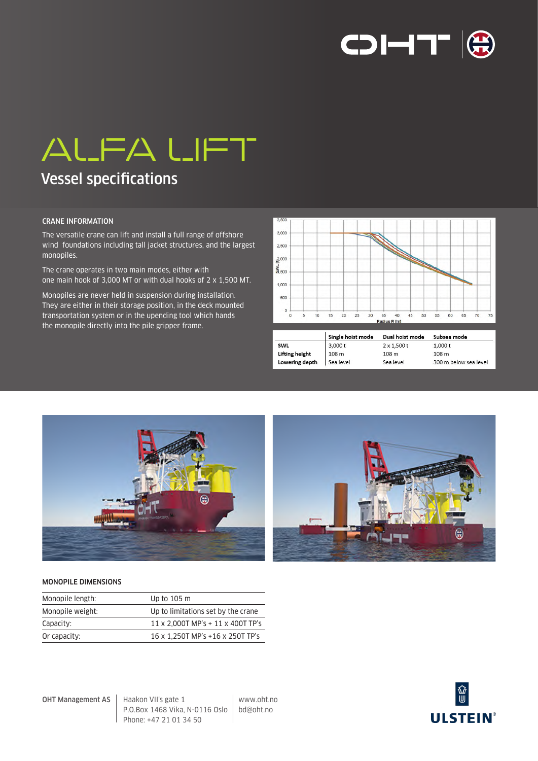# ALFA LIFT

## Vessel specifications

### CRANE INFORMATION

The versatile crane can lift and install a full range of offshore wind foundations including tall jacket structures, and the largest monopiles.

The crane operates in two main modes, either with one main hook of 3,000 MT or with dual hooks of 2 x 1,500 MT.

Monopiles are never held in suspension during installation. They are either in their storage position, in the deck mounted transportation system or in the upending tool which hands the monopile directly into the pile gripper frame.

SWL [t]
3,500
3,000
2,500
2,000
1,500
1,000
500
0
0 5 10 15 20 25 30 35 40 45 50 55 60 65 70 75
Radius R [m]

| | Single hoist mode | Dual hoist mode | Subsea mode |
|---|---|---|---|
| **SWL** | 3,000 t | 2 x 1,500 t | 1,000 t |
| **Lifting height** | 108 m | 108 m | 108 m |
| **Lowering depth** | Sea level | Sea level | 300 m below sea level |

### MONOPILE DIMENSIONS

| | |
|---|---|
| Monopile length: | Up to 105 m |
| Monopile weight: | Up to limitations set by the crane |
| Capacity: | 11 x 2,000T MP's + 11 x 400T TP's |
| Or capacity: | 16 x 1,250T MP's +16 x 250T TP's |

**OHT Management AS**
Haakon VII's gate 1
P.O.Box 1468 Vika, N-0116 Oslo
Phone: +47 21 01 34 50

www.oht.no
bd@oht.no

ULSTEIN®